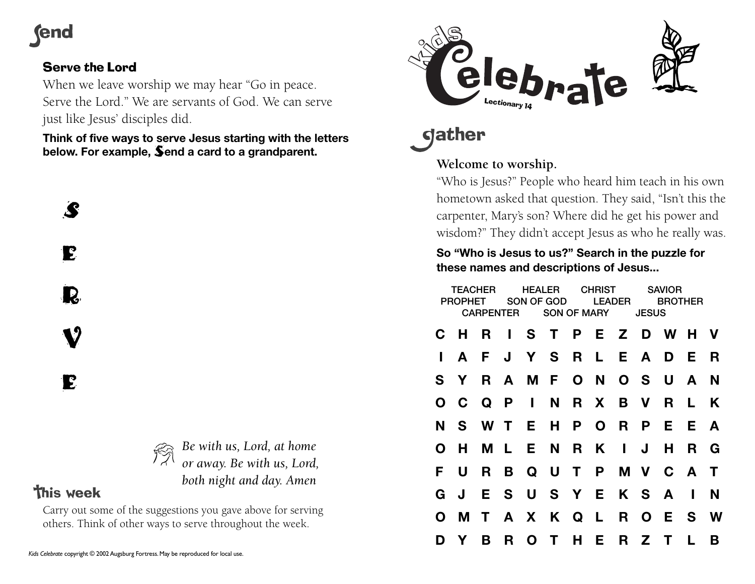# send

## Serve the Lord

When we leave worship we may hear "Go in peace. Serve the Lord." We are servants of God. We can serve just like Jesus' disciples did.

**Think of five ways to serve Jesus starting with the letters below. For example, Send a card to a grandparent.**

S

E

R

V

E

*Be with us, Lord, at home or away. Be with us, Lord, both night and day. Amen*

## This week

Carry out some of the suggestions you gave above for serving others. Think of other ways to serve throughout the week.

*Kids Celebrate* copyright © 2002 Augsburg Fortress. May be reproduced for local use.

# kids Celebrate

Lectionary 14

# gather

## Welcome to worship.

"Who is Jesus?" People who heard him teach in his own hometown asked that question. They said, "Isn't this the carpenter, Mary's son? Where did he get his power and wisdom?" They didn't accept Jesus as who he really was.

**So "Who is Jesus to us?" Search in the puzzle for these names and descriptions of Jesus...**

TEACHER HEALER CHRIST SAVIOR
PROPHET SON OF GOD LEADER BROTHER
CARPENTER SON OF MARY JESUS

```
C H R I S T P E Z D W H V
I A F J Y S R L E A D E R
S Y R A M F O N O S U A N
O C Q P I N R X B V R L K
N S W T E H P O R P E E A
O H M L E N R K I J H R G
F U R B Q U T P M V C A T
G J E S U S Y E K S A I N
O M T A X K Q L R O E S W
D Y B R O T H E R Z T L B
```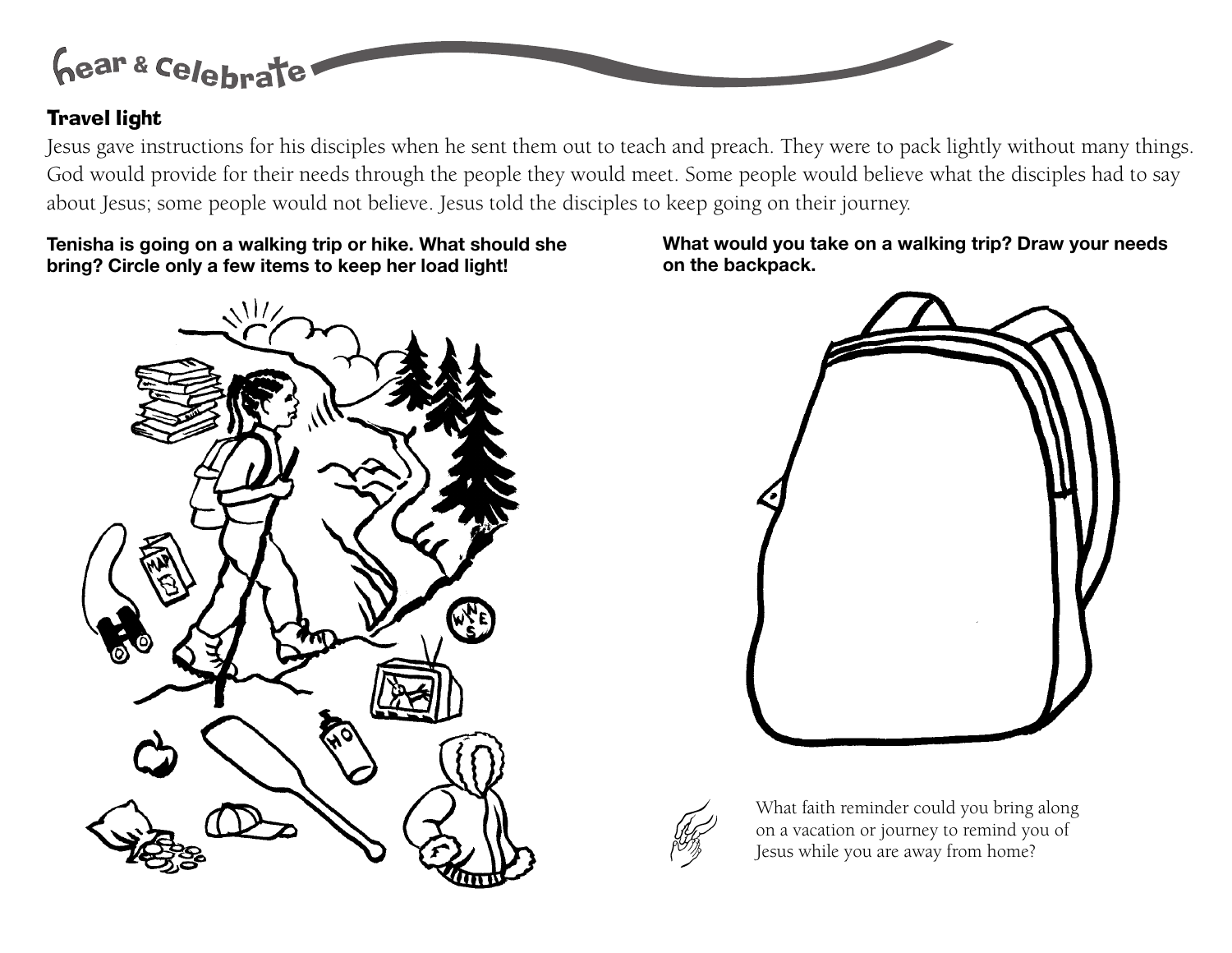# Hear & Celebrate

## Travel light

Jesus gave instructions for his disciples when he sent them out to teach and preach. They were to pack lightly without many things. God would provide for their needs through the people they would meet. Some people would believe what the disciples had to say about Jesus; some people would not believe. Jesus told the disciples to keep going on their journey.

**Tenisha is going on a walking trip or hike. What should she bring? Circle only a few items to keep her load light!**

**What would you take on a walking trip? Draw your needs on the backpack.**

What faith reminder could you bring along on a vacation or journey to remind you of Jesus while you are away from home?